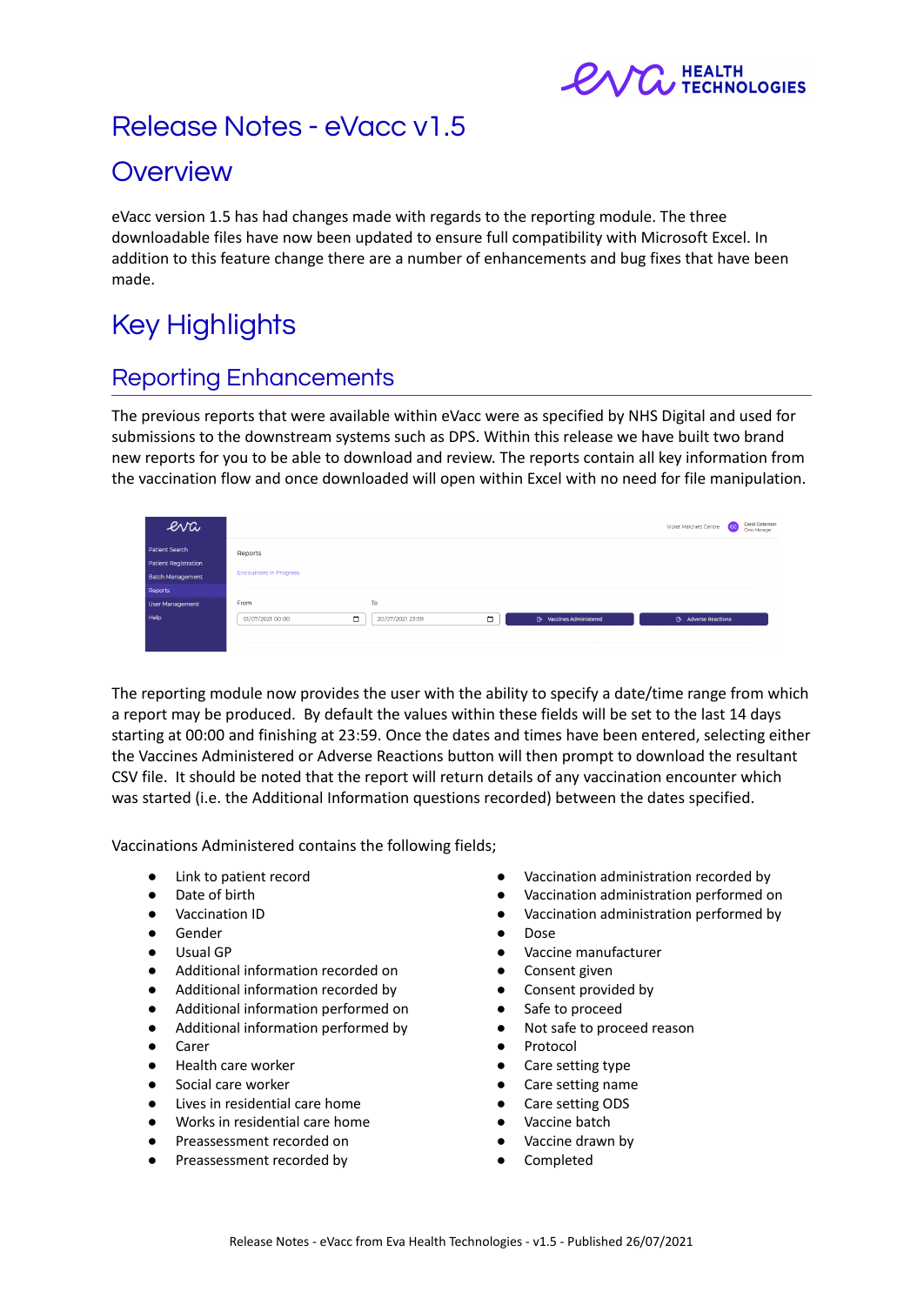# Release Notes - eVacc v1.5

## Overview

eVacc version 1.5 has had changes made with regards to the reporting module. The three downloadable files have now been updated to ensure full compatibility with Microsoft Excel. In addition to this feature change there are a number of enhancements and bug fixes that have been made.

## Key Highlights

### Reporting Enhancements

The previous reports that were available within eVacc were as specified by NHS Digital and used for submissions to the downstream systems such as DPS. Within this release we have built two brand new reports for you to be able to download and review. The reports contain all key information from the vaccination flow and once downloaded will open within Excel with no need for file manipulation.

The reporting module now provides the user with the ability to specify a date/time range from which a report may be produced. By default the values within these fields will be set to the last 14 days starting at 00:00 and finishing at 23:59. Once the dates and times have been entered, selecting either the Vaccines Administered or Adverse Reactions button will then prompt to download the resultant CSV file. It should be noted that the report will return details of any vaccination encounter which was started (i.e. the Additional Information questions recorded) between the dates specified.

Vaccinations Administered contains the following fields;

- Link to patient record
- Date of birth
- Vaccination ID
- Gender
- Usual GP
- Additional information recorded on
- Additional information recorded by
- Additional information performed on
- Additional information performed by
- Carer
- Health care worker
- Social care worker
- Lives in residential care home
- Works in residential care home
- Preassessment recorded on
- Preassessment recorded by
- Vaccination administration recorded by
- Vaccination administration performed on
- Vaccination administration performed by
- Dose
- Vaccine manufacturer
- Consent given
- Consent provided by
- Safe to proceed
- Not safe to proceed reason
- Protocol
- Care setting type
- Care setting name
- Care setting ODS
- Vaccine batch
- Vaccine drawn by
- Completed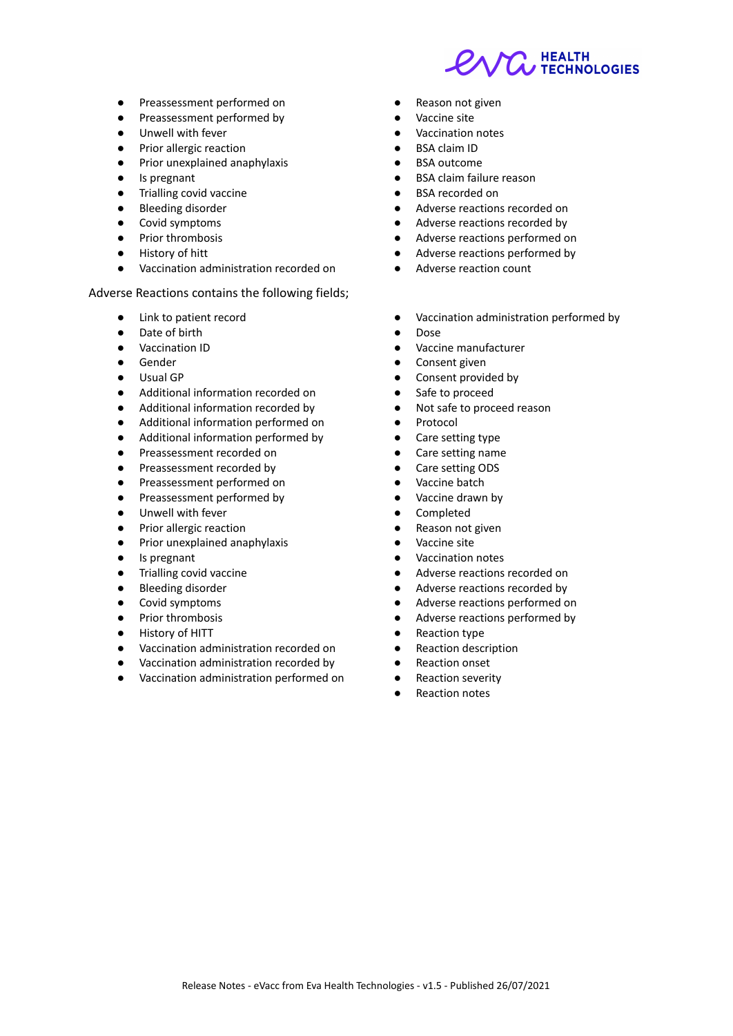- Preassessment performed on
- Preassessment performed by
- Unwell with fever
- Prior allergic reaction
- Prior unexplained anaphylaxis
- Is pregnant
- Trialling covid vaccine
- Bleeding disorder
- Covid symptoms
- Prior thrombosis
- History of hitt
- Vaccination administration recorded on
- Reason not given
- Vaccine site
- Vaccination notes
- BSA claim ID
- BSA outcome
- BSA claim failure reason
- BSA recorded on
- Adverse reactions recorded on
- Adverse reactions recorded by
- Adverse reactions performed on
- Adverse reactions performed by
- Adverse reaction count

Adverse Reactions contains the following fields;

- Link to patient record
- Date of birth
- Vaccination ID
- Gender
- Usual GP
- Additional information recorded on
- Additional information recorded by
- Additional information performed on
- Additional information performed by
- Preassessment recorded on
- Preassessment recorded by
- Preassessment performed on
- Preassessment performed by
- Unwell with fever
- Prior allergic reaction
- Prior unexplained anaphylaxis
- Is pregnant
- Trialling covid vaccine
- Bleeding disorder
- Covid symptoms
- Prior thrombosis
- History of HITT
- Vaccination administration recorded on
- Vaccination administration recorded by
- Vaccination administration performed on
- Vaccination administration performed by
- Dose
- Vaccine manufacturer
- Consent given
- Consent provided by
- Safe to proceed
- Not safe to proceed reason
- Protocol
- Care setting type
- Care setting name
- Care setting ODS
- Vaccine batch
- Vaccine drawn by
- Completed
- Reason not given
- Vaccine site
- Vaccination notes
- Adverse reactions recorded on
- Adverse reactions recorded by
- Adverse reactions performed on
- Adverse reactions performed by
- Reaction type
- Reaction description
- Reaction onset
- Reaction severity
- Reaction notes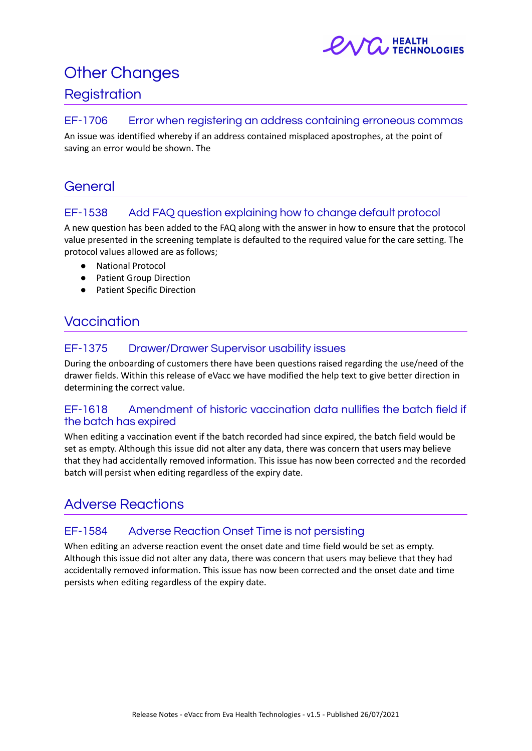# Other Changes

## Registration

### EF-1706 Error when registering an address containing erroneous commas

An issue was identified whereby if an address contained misplaced apostrophes, at the point of saving an error would be shown. The

## General

### EF-1538 Add FAQ question explaining how to change default protocol

A new question has been added to the FAQ along with the answer in how to ensure that the protocol value presented in the screening template is defaulted to the required value for the care setting. The protocol values allowed are as follows;

- National Protocol
- Patient Group Direction
- Patient Specific Direction

## Vaccination

### EF-1375 Drawer/Drawer Supervisor usability issues

During the onboarding of customers there have been questions raised regarding the use/need of the drawer fields. Within this release of eVacc we have modified the help text to give better direction in determining the correct value.

### EF-1618 Amendment of historic vaccination data nullifies the batch field if the batch has expired

When editing a vaccination event if the batch recorded had since expired, the batch field would be set as empty. Although this issue did not alter any data, there was concern that users may believe that they had accidentally removed information. This issue has now been corrected and the recorded batch will persist when editing regardless of the expiry date.

## Adverse Reactions

### EF-1584 Adverse Reaction Onset Time is not persisting

When editing an adverse reaction event the onset date and time field would be set as empty. Although this issue did not alter any data, there was concern that users may believe that they had accidentally removed information. This issue has now been corrected and the onset date and time persists when editing regardless of the expiry date.